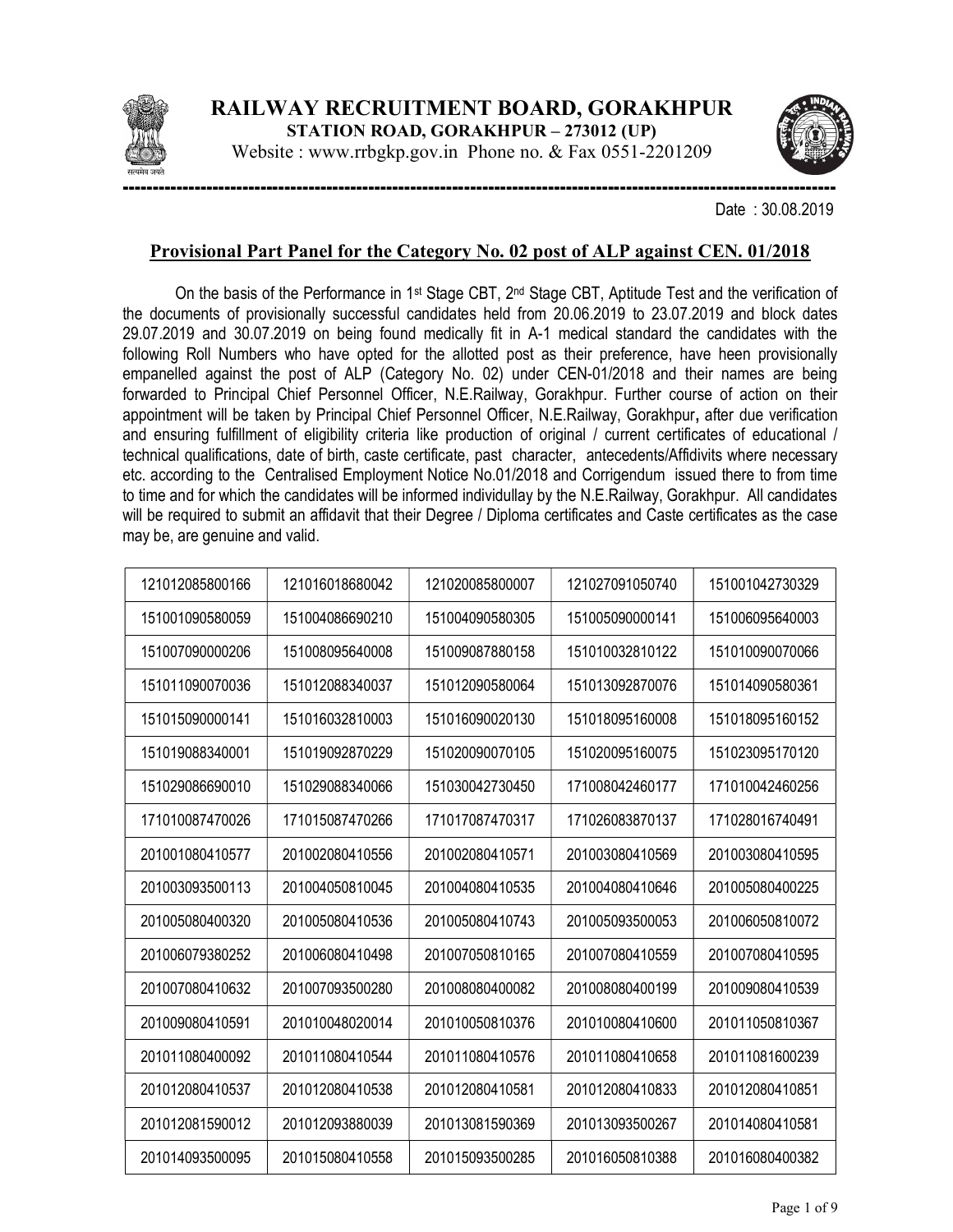# RAILWAY RECRUITMENT BOARD, GORAKHPUR

**STATION ROAD, GORAKHPUR – 273012 (UP)**

Website : www.rrbgkp.gov.in Phone no. & Fax 0551-2201209

Date : 30.08.2019

## Provisional Part Panel for the Category No. 02 post of ALP against CEN. 01/2018

On the basis of the Performance in 1st Stage CBT, 2nd Stage CBT, Aptitude Test and the verification of the documents of provisionally successful candidates held from 20.06.2019 to 23.07.2019 and block dates 29.07.2019 and 30.07.2019 on being found medically fit in A-1 medical standard the candidates with the following Roll Numbers who have opted for the allotted post as their preference, have heen provisionally empanelled against the post of ALP (Category No. 02) under CEN-01/2018 and their names are being forwarded to Principal Chief Personnel Officer, N.E.Railway, Gorakhpur. Further course of action on their appointment will be taken by Principal Chief Personnel Officer, N.E.Railway, Gorakhpur, after due verification and ensuring fulfillment of eligibility criteria like production of original / current certificates of educational / technical qualifications, date of birth, caste certificate, past character, antecedents/Affidivits where necessary etc. according to the Centralised Employment Notice No.01/2018 and Corrigendum issued there to from time to time and for which the candidates will be informed individullay by the N.E.Railway, Gorakhpur. All candidates will be required to submit an affidavit that their Degree / Diploma certificates and Caste certificates as the case may be, are genuine and valid.

| | | | | |
|---|---|---|---|---|
| 121012085800166 | 121016018680042 | 121020085800007 | 121027091050740 | 151001042730329 |
| 151001090580059 | 151004086690210 | 151004090580305 | 151005090000141 | 151006095640003 |
| 151007090000206 | 151008095640008 | 151009087880158 | 151010032810122 | 151010090070066 |
| 151011090070036 | 151012088340037 | 151012090580064 | 151013092870076 | 151014090580361 |
| 151015090000141 | 151016032810003 | 151016090020130 | 151018095160008 | 151018095160152 |
| 151019088340001 | 151019092870229 | 151020090070105 | 151020095160075 | 151023095170120 |
| 151029086690010 | 151029088340066 | 151030042730450 | 171008042460177 | 171010042460256 |
| 171010087470026 | 171015087470266 | 171017087470317 | 171026083870137 | 171028016740491 |
| 201001080410577 | 201002080410556 | 201002080410571 | 201003080410569 | 201003080410595 |
| 201003093500113 | 201004050810045 | 201004080410535 | 201004080410646 | 201005080400225 |
| 201005080400320 | 201005080410536 | 201005080410743 | 201005093500053 | 201006050810072 |
| 201006079380252 | 201006080410498 | 201007050810165 | 201007080410559 | 201007080410595 |
| 201007080410632 | 201007093500280 | 201008080400082 | 201008080400199 | 201009080410539 |
| 201009080410591 | 201010048020014 | 201010050810376 | 201010080410600 | 201011050810367 |
| 201011080400092 | 201011080410544 | 201011080410576 | 201011080410658 | 201011081600239 |
| 201012080410537 | 201012080410538 | 201012080410581 | 201012080410833 | 201012080410851 |
| 201012081590012 | 201012093880039 | 201013081590369 | 201013093500267 | 201014080410581 |
| 201014093500095 | 201015080410558 | 201015093500285 | 201016050810388 | 201016080400382 |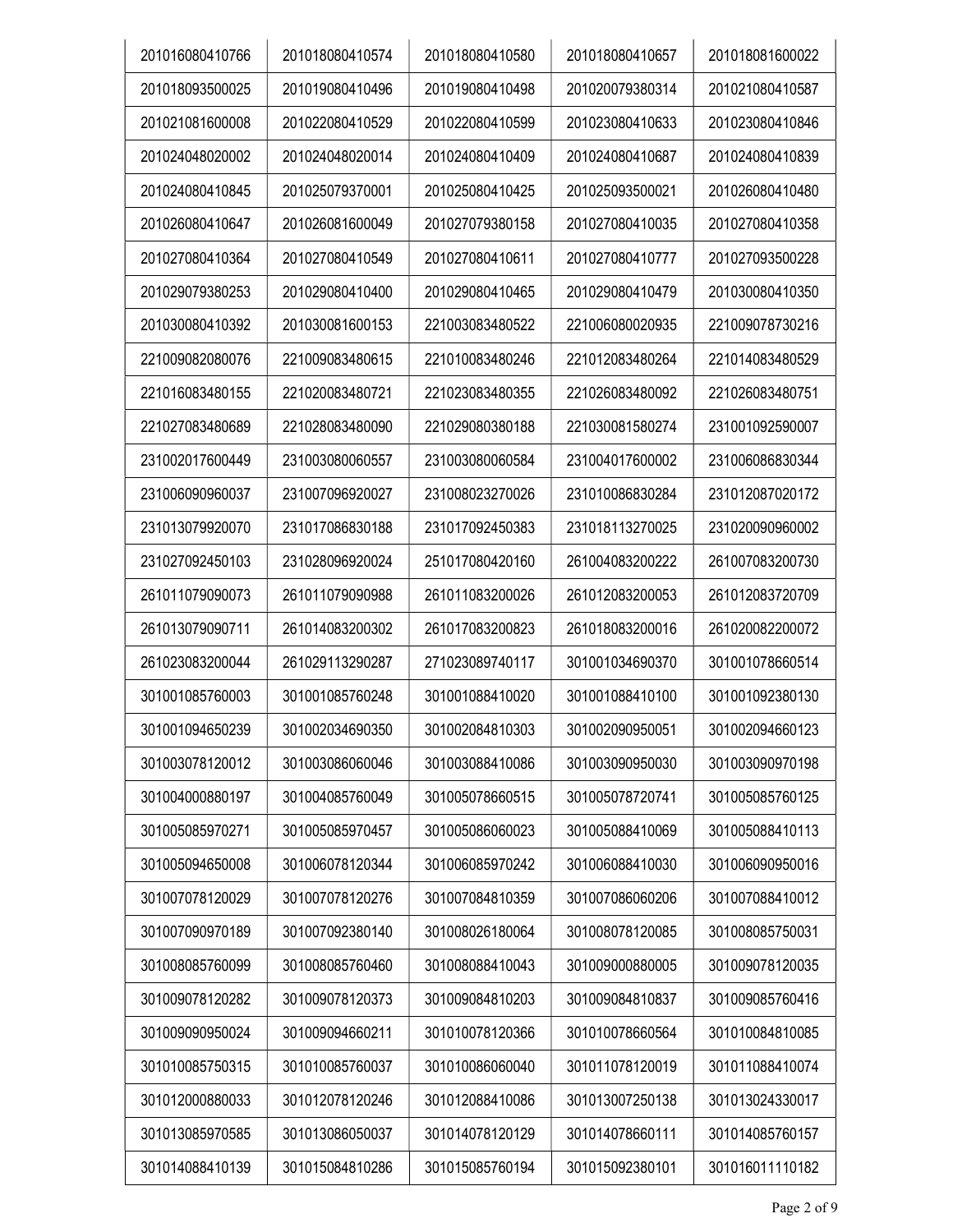| 201016080410766 | 201018080410574 | 201018080410580 | 201018080410657 | 201018081600022 |
|---|---|---|---|---|
| 201018093500025 | 201019080410496 | 201019080410498 | 201020079380314 | 201021080410587 |
| 201021081600008 | 201022080410529 | 201022080410599 | 201023080410633 | 201023080410846 |
| 201024048020002 | 201024048020014 | 201024080410409 | 201024080410687 | 201024080410839 |
| 201024080410845 | 201025079370001 | 201025080410425 | 201025093500021 | 201026080410480 |
| 201026080410647 | 201026081600049 | 201027079380158 | 201027080410035 | 201027080410358 |
| 201027080410364 | 201027080410549 | 201027080410611 | 201027080410777 | 201027093500228 |
| 201029079380253 | 201029080410400 | 201029080410465 | 201029080410479 | 201030080410350 |
| 201030080410392 | 201030081600153 | 221003083480522 | 221006080020935 | 221009078730216 |
| 221009082080076 | 221009083480615 | 221010083480246 | 221012083480264 | 221014083480529 |
| 221016083480155 | 221020083480721 | 221023083480355 | 221026083480092 | 221026083480751 |
| 221027083480689 | 221028083480090 | 221029080380188 | 221030081580274 | 231001092590007 |
| 231002017600449 | 231003080060557 | 231003080060584 | 231004017600002 | 231006086830344 |
| 231006090960037 | 231007096920027 | 231008023270026 | 231010086830284 | 231012087020172 |
| 231013079920070 | 231017086830188 | 231017092450383 | 231018113270025 | 231020090960002 |
| 231027092450103 | 231028096920024 | 251017080420160 | 261004083200222 | 261007083200730 |
| 261011079090073 | 261011079090988 | 261011083200026 | 261012083200053 | 261012083720709 |
| 261013079090711 | 261014083200302 | 261017083200823 | 261018083200016 | 261020082200072 |
| 261023083200044 | 261029113290287 | 271023089740117 | 301001034690370 | 301001078660514 |
| 301001085760003 | 301001085760248 | 301001088410020 | 301001088410100 | 301001092380130 |
| 301001094650239 | 301002034690350 | 301002084810303 | 301002090950051 | 301002094660123 |
| 301003078120012 | 301003086060046 | 301003088410086 | 301003090950030 | 301003090970198 |
| 301004000880197 | 301004085760049 | 301005078660515 | 301005078720741 | 301005085760125 |
| 301005085970271 | 301005085970457 | 301005086060023 | 301005088410069 | 301005088410113 |
| 301005094650008 | 301006078120344 | 301006085970242 | 301006088410030 | 301006090950016 |
| 301007078120029 | 301007078120276 | 301007084810359 | 301007086060206 | 301007088410012 |
| 301007090970189 | 301007092380140 | 301008026180064 | 301008078120085 | 301008085750031 |
| 301008085760099 | 301008085760460 | 301008088410043 | 301009000880005 | 301009078120035 |
| 301009078120282 | 301009078120373 | 301009084810203 | 301009084810837 | 301009085760416 |
| 301009090950024 | 301009094660211 | 301010078120366 | 301010078660564 | 301010084810085 |
| 301010085750315 | 301010085760037 | 301010086060040 | 301011078120019 | 301011088410074 |
| 301012000880033 | 301012078120246 | 301012088410086 | 301013007250138 | 301013024330017 |
| 301013085970585 | 301013086050037 | 301014078120129 | 301014078660111 | 301014085760157 |
| 301014088410139 | 301015084810286 | 301015085760194 | 301015092380101 | 301016011110182 |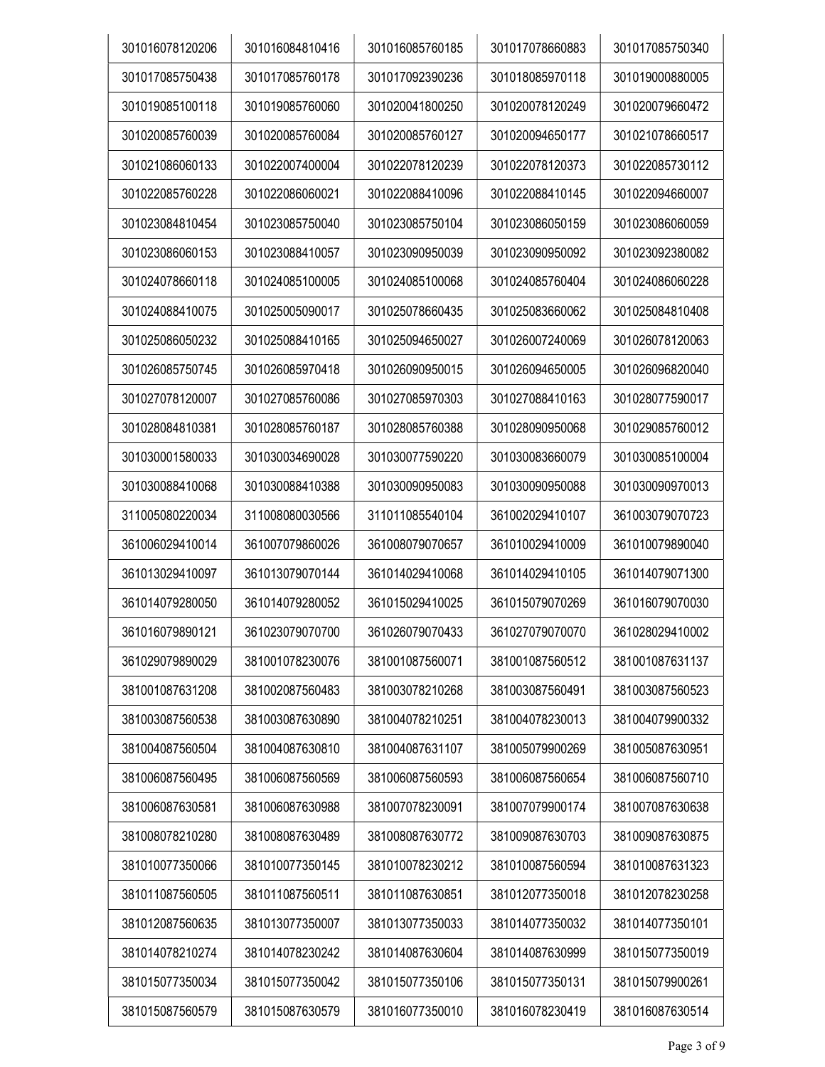| 301016078120206 | 301016084810416 | 301016085760185 | 301017078660883 | 301017085750340 |
|---|---|---|---|---|
| 301017085750438 | 301017085760178 | 301017092390236 | 301018085970118 | 301019000880005 |
| 301019085100118 | 301019085760060 | 301020041800250 | 301020078120249 | 301020079660472 |
| 301020085760039 | 301020085760084 | 301020085760127 | 301020094650177 | 301021078660517 |
| 301021086060133 | 301022007400004 | 301022078120239 | 301022078120373 | 301022085730112 |
| 301022085760228 | 301022086060021 | 301022088410096 | 301022088410145 | 301022094660007 |
| 301023084810454 | 301023085750040 | 301023085750104 | 301023086050159 | 301023086060059 |
| 301023086060153 | 301023088410057 | 301023090950039 | 301023090950092 | 301023092380082 |
| 301024078660118 | 301024085100005 | 301024085100068 | 301024085760404 | 301024086060228 |
| 301024088410075 | 301025005090017 | 301025078660435 | 301025083660062 | 301025084810408 |
| 301025086050232 | 301025088410165 | 301025094650027 | 301026007240069 | 301026078120063 |
| 301026085750745 | 301026085970418 | 301026090950015 | 301026094650005 | 301026096820040 |
| 301027078120007 | 301027085760086 | 301027085970303 | 301027088410163 | 301028077590017 |
| 301028084810381 | 301028085760187 | 301028085760388 | 301028090950068 | 301029085760012 |
| 301030001580033 | 301030034690028 | 301030077590220 | 301030083660079 | 301030085100004 |
| 301030088410068 | 301030088410388 | 301030090950083 | 301030090950088 | 301030090970013 |
| 311005080220034 | 311008080030566 | 311011085540104 | 361002029410107 | 361003079070723 |
| 361006029410014 | 361007079860026 | 361008079070657 | 361010029410009 | 361010079890040 |
| 361013029410097 | 361013079070144 | 361014029410068 | 361014029410105 | 361014079071300 |
| 361014079280050 | 361014079280052 | 361015029410025 | 361015079070269 | 361016079070030 |
| 361016079890121 | 361023079070700 | 361026079070433 | 361027079070070 | 361028029410002 |
| 361029079890029 | 381001078230076 | 381001087560071 | 381001087560512 | 381001087631137 |
| 381001087631208 | 381002087560483 | 381003078210268 | 381003087560491 | 381003087560523 |
| 381003087560538 | 381003087630890 | 381004078210251 | 381004078230013 | 381004079900332 |
| 381004087560504 | 381004087630810 | 381004087631107 | 381005079900269 | 381005087630951 |
| 381006087560495 | 381006087560569 | 381006087560593 | 381006087560654 | 381006087560710 |
| 381006087630581 | 381006087630988 | 381007078230091 | 381007079900174 | 381007087630638 |
| 381008078210280 | 381008087630489 | 381008087630772 | 381009087630703 | 381009087630875 |
| 381010077350066 | 381010077350145 | 381010078230212 | 381010087560594 | 381010087631323 |
| 381011087560505 | 381011087560511 | 381011087630851 | 381012077350018 | 381012078230258 |
| 381012087560635 | 381013077350007 | 381013077350033 | 381014077350032 | 381014077350101 |
| 381014078210274 | 381014078230242 | 381014087630604 | 381014087630999 | 381015077350019 |
| 381015077350034 | 381015077350042 | 381015077350106 | 381015077350131 | 381015079900261 |
| 381015087560579 | 381015087630579 | 381016077350010 | 381016078230419 | 381016087630514 |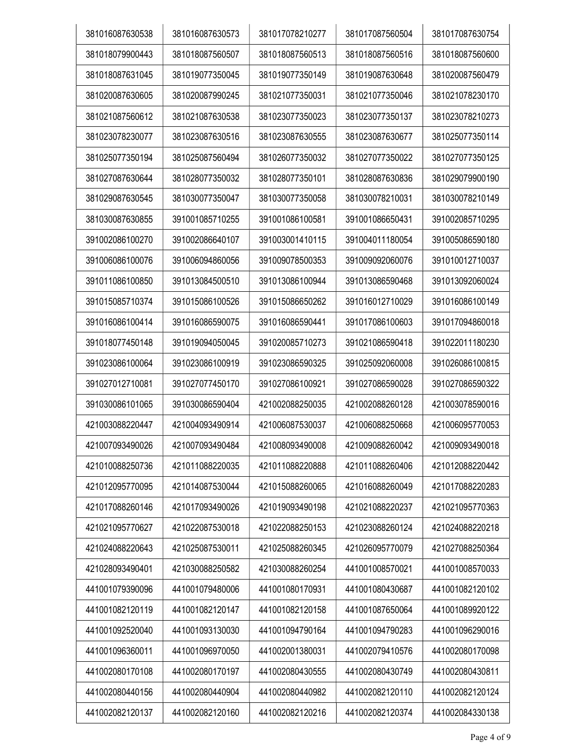| | | | | |
|---|---|---|---|---|
| 381016087630538 | 381016087630573 | 381017078210277 | 381017087560504 | 381017087630754 |
| 381018079900443 | 381018087560507 | 381018087560513 | 381018087560516 | 381018087560600 |
| 381018087631045 | 381019077350045 | 381019077350149 | 381019087630648 | 381020087560479 |
| 381020087630605 | 381020087990245 | 381021077350031 | 381021077350046 | 381021078230170 |
| 381021087560612 | 381021087630538 | 381023077350023 | 381023077350137 | 381023078210273 |
| 381023078230077 | 381023087630516 | 381023087630555 | 381023087630677 | 381025077350114 |
| 381025077350194 | 381025087560494 | 381026077350032 | 381027077350022 | 381027077350125 |
| 381027087630644 | 381028077350032 | 381028077350101 | 381028087630836 | 381029079900190 |
| 381029087630545 | 381030077350047 | 381030077350058 | 381030078210031 | 381030078210149 |
| 381030087630855 | 391001085710255 | 391001086100581 | 391001086650431 | 391002085710295 |
| 391002086100270 | 391002086640107 | 391003001410115 | 391004011180054 | 391005086590180 |
| 391006086100076 | 391006094860056 | 391009078500353 | 391009092060076 | 391010012710037 |
| 391011086100850 | 391013084500510 | 391013086100944 | 391013086590468 | 391013092060024 |
| 391015085710374 | 391015086100526 | 391015086650262 | 391016012710029 | 391016086100149 |
| 391016086100414 | 391016086590075 | 391016086590441 | 391017086100603 | 391017094860018 |
| 391018077450148 | 391019094050045 | 391020085710273 | 391021086590418 | 391022011180230 |
| 391023086100064 | 391023086100919 | 391023086590325 | 391025092060008 | 391026086100815 |
| 391027012710081 | 391027077450170 | 391027086100921 | 391027086590028 | 391027086590322 |
| 391030086101065 | 391030086590404 | 421002088250035 | 421002088260128 | 421003078590016 |
| 421003088220447 | 421004093490914 | 421006087530037 | 421006088250668 | 421006095770053 |
| 421007093490026 | 421007093490484 | 421008093490008 | 421009088260042 | 421009093490018 |
| 421010088250736 | 421011088220035 | 421011088220888 | 421011088260406 | 421012088220442 |
| 421012095770095 | 421014087530044 | 421015088260065 | 421016088260049 | 421017088220283 |
| 421017088260146 | 421017093490026 | 421019093490198 | 421021088220237 | 421021095770363 |
| 421021095770627 | 421022087530018 | 421022088250153 | 421023088260124 | 421024088220218 |
| 421024088220643 | 421025087530011 | 421025088260345 | 421026095770079 | 421027088250364 |
| 421028093490401 | 421030088250582 | 421030088260254 | 441001008570021 | 441001008570033 |
| 441001079390096 | 441001079480006 | 441001080170931 | 441001080430687 | 441001082120102 |
| 441001082120119 | 441001082120147 | 441001082120158 | 441001087650064 | 441001089920122 |
| 441001092520040 | 441001093130030 | 441001094790164 | 441001094790283 | 441001096290016 |
| 441001096360011 | 441001096970050 | 441002001380031 | 441002079410576 | 441002080170098 |
| 441002080170108 | 441002080170197 | 441002080430555 | 441002080430749 | 441002080430811 |
| 441002080440156 | 441002080440904 | 441002080440982 | 441002082120110 | 441002082120124 |
| 441002082120137 | 441002082120160 | 441002082120216 | 441002082120374 | 441002084330138 |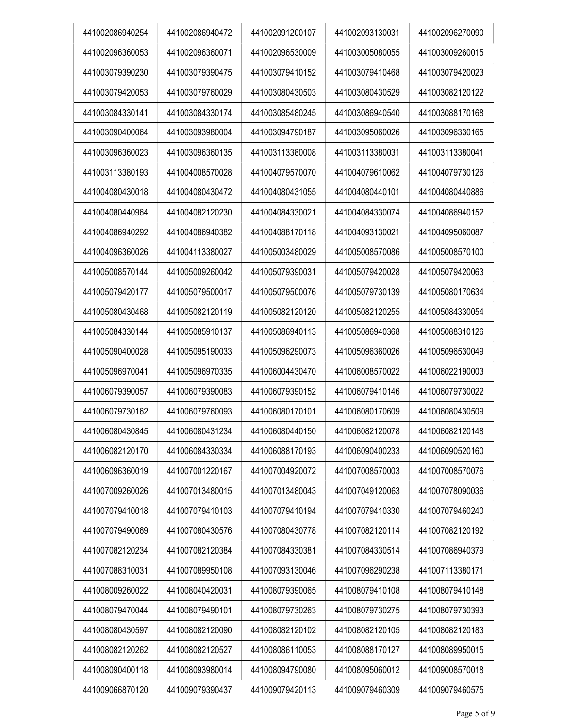| | | | | |
|---|---|---|---|---|
| 441002086940254 | 441002086940472 | 441002091200107 | 441002093130031 | 441002096270090 |
| 441002096360053 | 441002096360071 | 441002096530009 | 441003005080055 | 441003009260015 |
| 441003079390230 | 441003079390475 | 441003079410152 | 441003079410468 | 441003079420023 |
| 441003079420053 | 441003079760029 | 441003080430503 | 441003080430529 | 441003082120122 |
| 441003084330141 | 441003084330174 | 441003085480245 | 441003086940540 | 441003088170168 |
| 441003090400064 | 441003093980004 | 441003094790187 | 441003095060026 | 441003096330165 |
| 441003096360023 | 441003096360135 | 441003113380008 | 441003113380031 | 441003113380041 |
| 441003113380193 | 441004008570028 | 441004079570070 | 441004079610062 | 441004079730126 |
| 441004080430018 | 441004080430472 | 441004080431055 | 441004080440101 | 441004080440886 |
| 441004080440964 | 441004082120230 | 441004084330021 | 441004084330074 | 441004086940152 |
| 441004086940292 | 441004086940382 | 441004088170118 | 441004093130021 | 441004095060087 |
| 441004096360026 | 441004113380027 | 441005003480029 | 441005008570086 | 441005008570100 |
| 441005008570144 | 441005009260042 | 441005079390031 | 441005079420028 | 441005079420063 |
| 441005079420177 | 441005079500017 | 441005079500076 | 441005079730139 | 441005080170634 |
| 441005080430468 | 441005082120119 | 441005082120120 | 441005082120255 | 441005084330054 |
| 441005084330144 | 441005085910137 | 441005086940113 | 441005086940368 | 441005088310126 |
| 441005090400028 | 441005095190033 | 441005096290073 | 441005096360026 | 441005096530049 |
| 441005096970041 | 441005096970335 | 441006004430470 | 441006008570022 | 441006022190003 |
| 441006079390057 | 441006079390083 | 441006079390152 | 441006079410146 | 441006079730022 |
| 441006079730162 | 441006079760093 | 441006080170101 | 441006080170609 | 441006080430509 |
| 441006080430845 | 441006080431234 | 441006080440150 | 441006082120078 | 441006082120148 |
| 441006082120170 | 441006084330334 | 441006088170193 | 441006090400233 | 441006090520160 |
| 441006096360019 | 441007001220167 | 441007004920072 | 441007008570003 | 441007008570076 |
| 441007009260026 | 441007013480015 | 441007013480043 | 441007049120063 | 441007078090036 |
| 441007079410018 | 441007079410103 | 441007079410194 | 441007079410330 | 441007079460240 |
| 441007079490069 | 441007080430576 | 441007080430778 | 441007082120114 | 441007082120192 |
| 441007082120234 | 441007082120384 | 441007084330381 | 441007084330514 | 441007086940379 |
| 441007088310031 | 441007089950108 | 441007093130046 | 441007096290238 | 441007113380171 |
| 441008009260022 | 441008040420031 | 441008079390065 | 441008079410108 | 441008079410148 |
| 441008079470044 | 441008079490101 | 441008079730263 | 441008079730275 | 441008079730393 |
| 441008080430597 | 441008082120090 | 441008082120102 | 441008082120105 | 441008082120183 |
| 441008082120262 | 441008082120527 | 441008086110053 | 441008088170127 | 441008089950015 |
| 441008090400118 | 441008093980014 | 441008094790080 | 441008095060012 | 441009008570018 |
| 441009066870120 | 441009079390437 | 441009079420113 | 441009079460309 | 441009079460575 |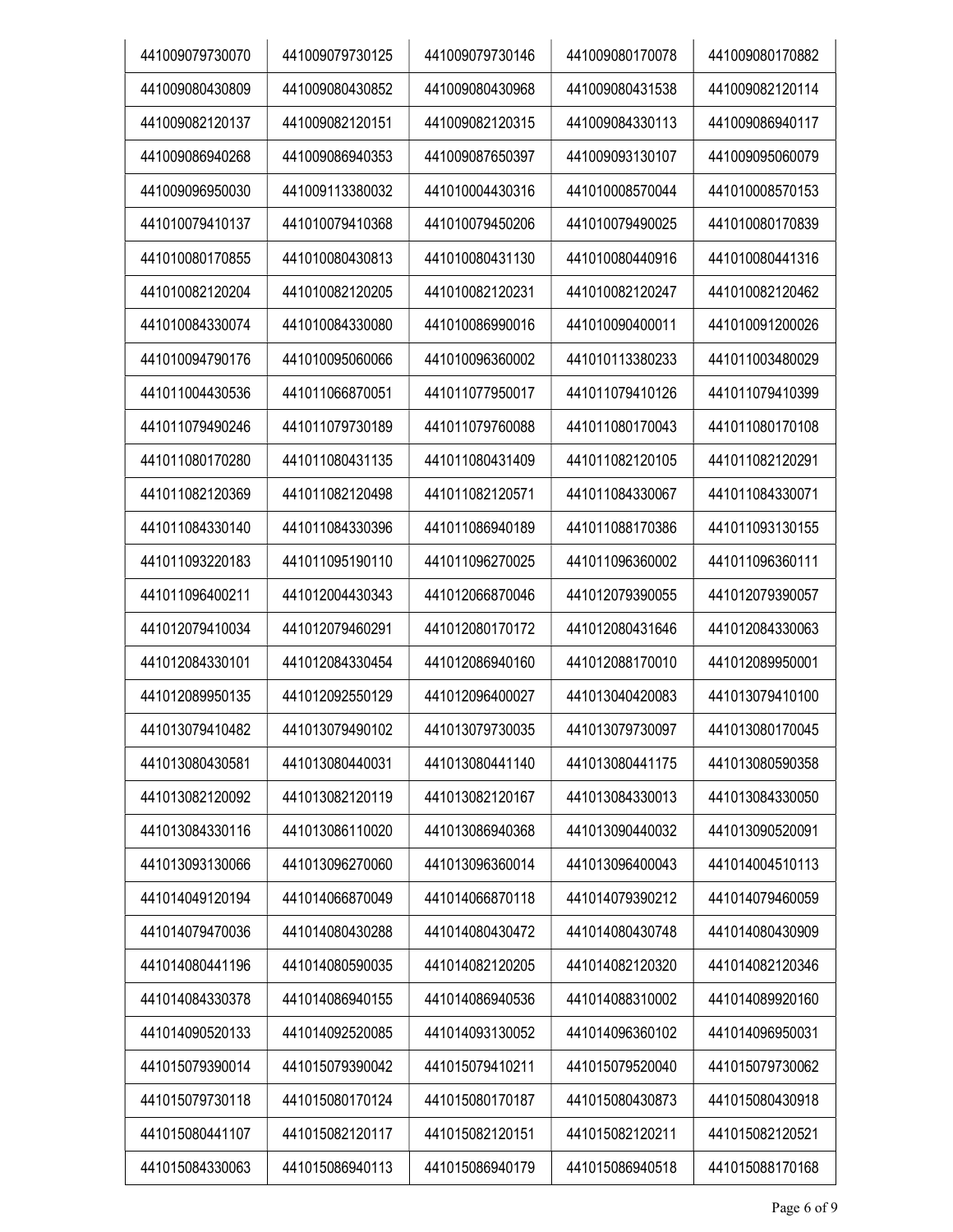| | | | | |
|---|---|---|---|---|
| 441009079730070 | 441009079730125 | 441009079730146 | 441009080170078 | 441009080170882 |
| 441009080430809 | 441009080430852 | 441009080430968 | 441009080431538 | 441009082120114 |
| 441009082120137 | 441009082120151 | 441009082120315 | 441009084330113 | 441009086940117 |
| 441009086940268 | 441009086940353 | 441009087650397 | 441009093130107 | 441009095060079 |
| 441009096950030 | 441009113380032 | 441010004430316 | 441010008570044 | 441010008570153 |
| 441010079410137 | 441010079410368 | 441010079450206 | 441010079490025 | 441010080170839 |
| 441010080170855 | 441010080430813 | 441010080431130 | 441010080440916 | 441010080441316 |
| 441010082120204 | 441010082120205 | 441010082120231 | 441010082120247 | 441010082120462 |
| 441010084330074 | 441010084330080 | 441010086990016 | 441010090400011 | 441010091200026 |
| 441010094790176 | 441010095060066 | 441010096360002 | 441010113380233 | 441011003480029 |
| 441011004430536 | 441011066870051 | 441011077950017 | 441011079410126 | 441011079410399 |
| 441011079490246 | 441011079730189 | 441011079760088 | 441011080170043 | 441011080170108 |
| 441011080170280 | 441011080431135 | 441011080431409 | 441011082120105 | 441011082120291 |
| 441011082120369 | 441011082120498 | 441011082120571 | 441011084330067 | 441011084330071 |
| 441011084330140 | 441011084330396 | 441011086940189 | 441011088170386 | 441011093130155 |
| 441011093220183 | 441011095190110 | 441011096270025 | 441011096360002 | 441011096360111 |
| 441011096400211 | 441012004430343 | 441012066870046 | 441012079390055 | 441012079390057 |
| 441012079410034 | 441012079460291 | 441012080170172 | 441012080431646 | 441012084330063 |
| 441012084330101 | 441012084330454 | 441012086940160 | 441012088170010 | 441012089950001 |
| 441012089950135 | 441012092550129 | 441012096400027 | 441013040420083 | 441013079410100 |
| 441013079410482 | 441013079490102 | 441013079730035 | 441013079730097 | 441013080170045 |
| 441013080430581 | 441013080440031 | 441013080441140 | 441013080441175 | 441013080590358 |
| 441013082120092 | 441013082120119 | 441013082120167 | 441013084330013 | 441013084330050 |
| 441013084330116 | 441013086110020 | 441013086940368 | 441013090440032 | 441013090520091 |
| 441013093130066 | 441013096270060 | 441013096360014 | 441013096400043 | 441014004510113 |
| 441014049120194 | 441014066870049 | 441014066870118 | 441014079390212 | 441014079460059 |
| 441014079470036 | 441014080430288 | 441014080430472 | 441014080430748 | 441014080430909 |
| 441014080441196 | 441014080590035 | 441014082120205 | 441014082120320 | 441014082120346 |
| 441014084330378 | 441014086940155 | 441014086940536 | 441014088310002 | 441014089920160 |
| 441014090520133 | 441014092520085 | 441014093130052 | 441014096360102 | 441014096950031 |
| 441015079390014 | 441015079390042 | 441015079410211 | 441015079520040 | 441015079730062 |
| 441015079730118 | 441015080170124 | 441015080170187 | 441015080430873 | 441015080430918 |
| 441015080441107 | 441015082120117 | 441015082120151 | 441015082120211 | 441015082120521 |
| 441015084330063 | 441015086940113 | 441015086940179 | 441015086940518 | 441015088170168 |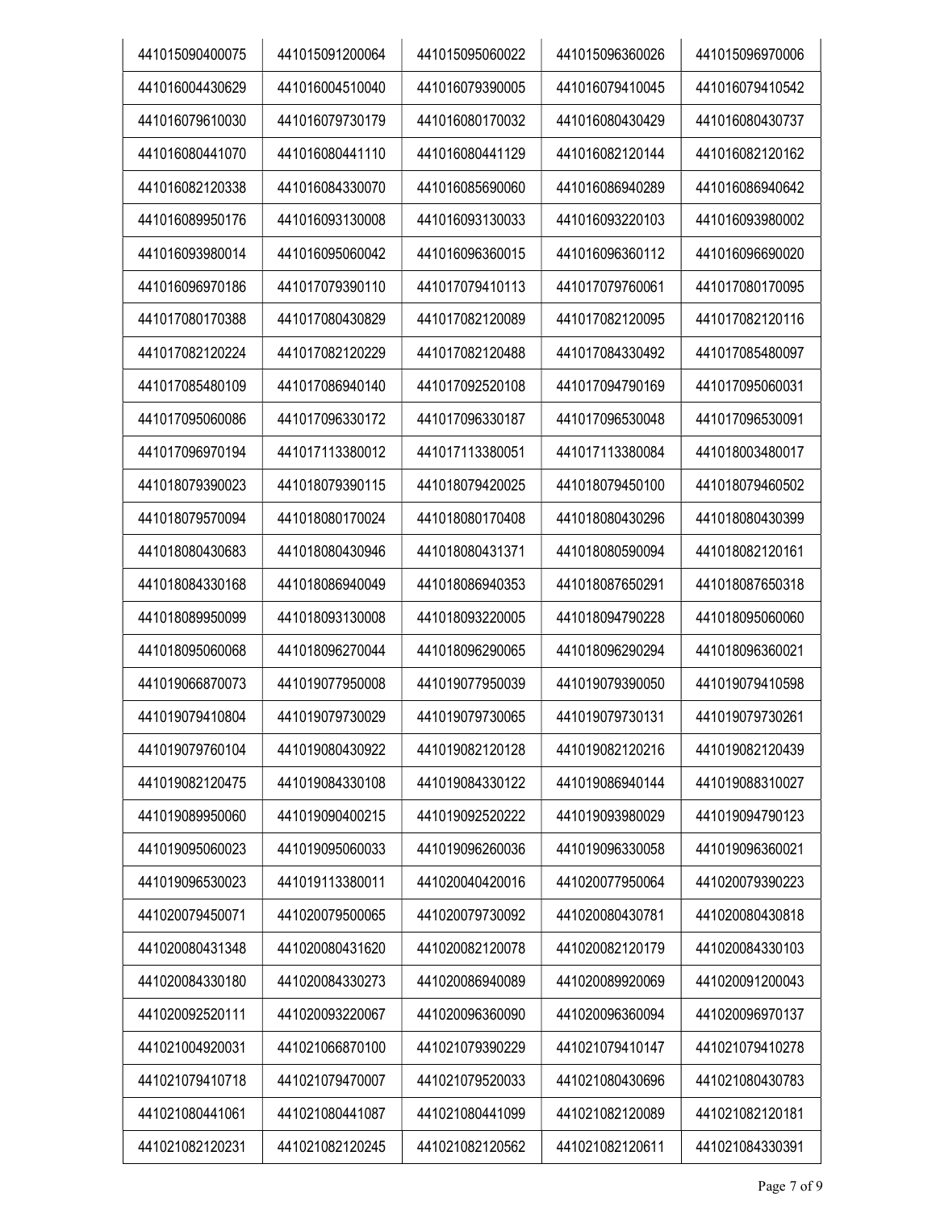| | | | | |
|---|---|---|---|---|
| 441015090400075 | 441015091200064 | 441015095060022 | 441015096360026 | 441015096970006 |
| 441016004430629 | 441016004510040 | 441016079390005 | 441016079410045 | 441016079410542 |
| 441016079610030 | 441016079730179 | 441016080170032 | 441016080430429 | 441016080430737 |
| 441016080441070 | 441016080441110 | 441016080441129 | 441016082120144 | 441016082120162 |
| 441016082120338 | 441016084330070 | 441016085690060 | 441016086940289 | 441016086940642 |
| 441016089950176 | 441016093130008 | 441016093130033 | 441016093220103 | 441016093980002 |
| 441016093980014 | 441016095060042 | 441016096360015 | 441016096360112 | 441016096690020 |
| 441016096970186 | 441017079390110 | 441017079410113 | 441017079760061 | 441017080170095 |
| 441017080170388 | 441017080430829 | 441017082120089 | 441017082120095 | 441017082120116 |
| 441017082120224 | 441017082120229 | 441017082120488 | 441017084330492 | 441017085480097 |
| 441017085480109 | 441017086940140 | 441017092520108 | 441017094790169 | 441017095060031 |
| 441017095060086 | 441017096330172 | 441017096330187 | 441017096530048 | 441017096530091 |
| 441017096970194 | 441017113380012 | 441017113380051 | 441017113380084 | 441018003480017 |
| 441018079390023 | 441018079390115 | 441018079420025 | 441018079450100 | 441018079460502 |
| 441018079570094 | 441018080170024 | 441018080170408 | 441018080430296 | 441018080430399 |
| 441018080430683 | 441018080430946 | 441018080431371 | 441018080590094 | 441018082120161 |
| 441018084330168 | 441018086940049 | 441018086940353 | 441018087650291 | 441018087650318 |
| 441018089950099 | 441018093130008 | 441018093220005 | 441018094790228 | 441018095060060 |
| 441018095060068 | 441018096270044 | 441018096290065 | 441018096290294 | 441018096360021 |
| 441019066870073 | 441019077950008 | 441019077950039 | 441019079390050 | 441019079410598 |
| 441019079410804 | 441019079730029 | 441019079730065 | 441019079730131 | 441019079730261 |
| 441019079760104 | 441019080430922 | 441019082120128 | 441019082120216 | 441019082120439 |
| 441019082120475 | 441019084330108 | 441019084330122 | 441019086940144 | 441019088310027 |
| 441019089950060 | 441019090400215 | 441019092520222 | 441019093980029 | 441019094790123 |
| 441019095060023 | 441019095060033 | 441019096260036 | 441019096330058 | 441019096360021 |
| 441019096530023 | 441019113380011 | 441020040420016 | 441020077950064 | 441020079390223 |
| 441020079450071 | 441020079500065 | 441020079730092 | 441020080430781 | 441020080430818 |
| 441020080431348 | 441020080431620 | 441020082120078 | 441020082120179 | 441020084330103 |
| 441020084330180 | 441020084330273 | 441020086940089 | 441020089920069 | 441020091200043 |
| 441020092520111 | 441020093220067 | 441020096360090 | 441020096360094 | 441020096970137 |
| 441021004920031 | 441021066870100 | 441021079390229 | 441021079410147 | 441021079410278 |
| 441021079410718 | 441021079470007 | 441021079520033 | 441021080430696 | 441021080430783 |
| 441021080441061 | 441021080441087 | 441021080441099 | 441021082120089 | 441021082120181 |
| 441021082120231 | 441021082120245 | 441021082120562 | 441021082120611 | 441021084330391 |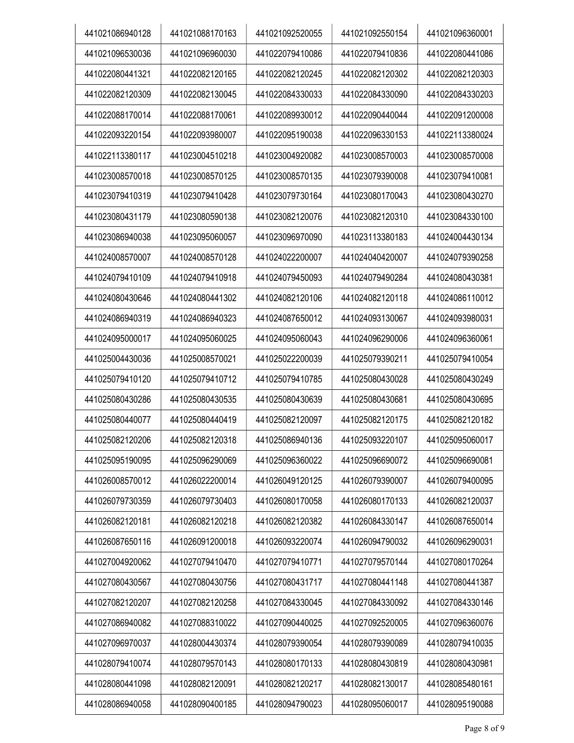| 441021086940128 | 441021088170163 | 441021092520055 | 441021092550154 | 441021096360001 |
|---|---|---|---|---|
| 441021096530036 | 441021096960030 | 441022079410086 | 441022079410836 | 441022080441086 |
| 441022080441321 | 441022082120165 | 441022082120245 | 441022082120302 | 441022082120303 |
| 441022082120309 | 441022082130045 | 441022084330033 | 441022084330090 | 441022084330203 |
| 441022088170014 | 441022088170061 | 441022089930012 | 441022090440044 | 441022091200008 |
| 441022093220154 | 441022093980007 | 441022095190038 | 441022096330153 | 441022113380024 |
| 441022113380117 | 441023004510218 | 441023004920082 | 441023008570003 | 441023008570008 |
| 441023008570018 | 441023008570125 | 441023008570135 | 441023079390008 | 441023079410081 |
| 441023079410319 | 441023079410428 | 441023079730164 | 441023080170043 | 441023080430270 |
| 441023080431179 | 441023080590138 | 441023082120076 | 441023082120310 | 441023084330100 |
| 441023086940038 | 441023095060057 | 441023096970090 | 441023113380183 | 441024004430134 |
| 441024008570007 | 441024008570128 | 441024022200007 | 441024040420007 | 441024079390258 |
| 441024079410109 | 441024079410918 | 441024079450093 | 441024079490284 | 441024080430381 |
| 441024080430646 | 441024080441302 | 441024082120106 | 441024082120118 | 441024086110012 |
| 441024086940319 | 441024086940323 | 441024087650012 | 441024093130067 | 441024093980031 |
| 441024095000017 | 441024095060025 | 441024095060043 | 441024096290006 | 441024096360061 |
| 441025004430036 | 441025008570021 | 441025022200039 | 441025079390211 | 441025079410054 |
| 441025079410120 | 441025079410712 | 441025079410785 | 441025080430028 | 441025080430249 |
| 441025080430286 | 441025080430535 | 441025080430639 | 441025080430681 | 441025080430695 |
| 441025080440077 | 441025080440419 | 441025082120097 | 441025082120175 | 441025082120182 |
| 441025082120206 | 441025082120318 | 441025086940136 | 441025093220107 | 441025095060017 |
| 441025095190095 | 441025096290069 | 441025096360022 | 441025096690072 | 441025096690081 |
| 441026008570012 | 441026022200014 | 441026049120125 | 441026079390007 | 441026079400095 |
| 441026079730359 | 441026079730403 | 441026080170058 | 441026080170133 | 441026082120037 |
| 441026082120181 | 441026082120218 | 441026082120382 | 441026084330147 | 441026087650014 |
| 441026087650116 | 441026091200018 | 441026093220074 | 441026094790032 | 441026096290031 |
| 441027004920062 | 441027079410470 | 441027079410771 | 441027079570144 | 441027080170264 |
| 441027080430567 | 441027080430756 | 441027080431717 | 441027080441148 | 441027080441387 |
| 441027082120207 | 441027082120258 | 441027084330045 | 441027084330092 | 441027084330146 |
| 441027086940082 | 441027088310022 | 441027090440025 | 441027092520005 | 441027096360076 |
| 441027096970037 | 441028004430374 | 441028079390054 | 441028079390089 | 441028079410035 |
| 441028079410074 | 441028079570143 | 441028080170133 | 441028080430819 | 441028080430981 |
| 441028080441098 | 441028082120091 | 441028082120217 | 441028082130017 | 441028085480161 |
| 441028086940058 | 441028090400185 | 441028094790023 | 441028095060017 | 441028095190088 |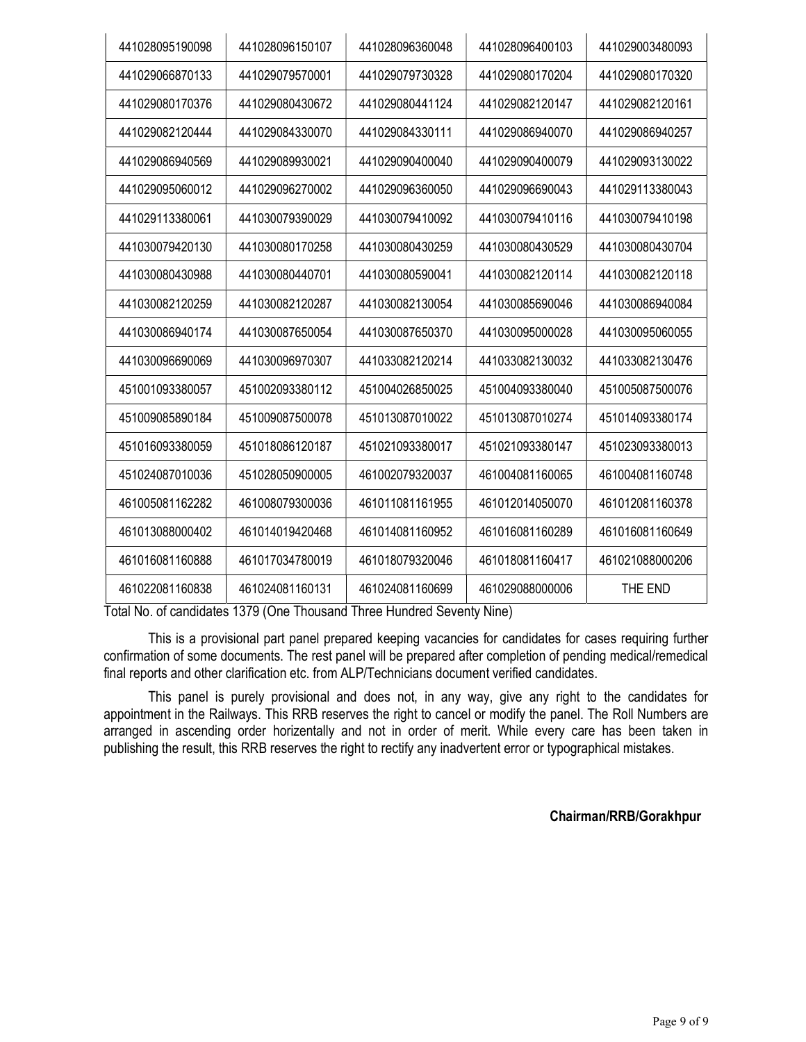| | | | | |
|---|---|---|---|---|
| 441028095190098 | 441028096150107 | 441028096360048 | 441028096400103 | 441029003480093 |
| 441029066870133 | 441029079570001 | 441029079730328 | 441029080170204 | 441029080170320 |
| 441029080170376 | 441029080430672 | 441029080441124 | 441029082120147 | 441029082120161 |
| 441029082120444 | 441029084330070 | 441029084330111 | 441029086940070 | 441029086940257 |
| 441029086940569 | 441029089930021 | 441029090400040 | 441029090400079 | 441029093130022 |
| 441029095060012 | 441029096270002 | 441029096360050 | 441029096690043 | 441029113380043 |
| 441029113380061 | 441030079390029 | 441030079410092 | 441030079410116 | 441030079410198 |
| 441030079420130 | 441030080170258 | 441030080430259 | 441030080430529 | 441030080430704 |
| 441030080430988 | 441030080440701 | 441030080590041 | 441030082120114 | 441030082120118 |
| 441030082120259 | 441030082120287 | 441030082130054 | 441030085690046 | 441030086940084 |
| 441030086940174 | 441030087650054 | 441030087650370 | 441030095000028 | 441030095060055 |
| 441030096690069 | 441030096970307 | 441033082120214 | 441033082130032 | 441033082130476 |
| 451001093380057 | 451002093380112 | 451004026850025 | 451004093380040 | 451005087500076 |
| 451009085890184 | 451009087500078 | 451013087010022 | 451013087010274 | 451014093380174 |
| 451016093380059 | 451018086120187 | 451021093380017 | 451021093380147 | 451023093380013 |
| 451024087010036 | 451028050900005 | 461002079320037 | 461004081160065 | 461004081160748 |
| 461005081162282 | 461008079300036 | 461011081161955 | 461012014050070 | 461012081160378 |
| 461013088000402 | 461014019420468 | 461014081160952 | 461016081160289 | 461016081160649 |
| 461016081160888 | 461017034780019 | 461018079320046 | 461018081160417 | 461021088000206 |
| 461022081160838 | 461024081160131 | 461024081160699 | 461029088000006 | THE END |

Total No. of candidates 1379 (One Thousand Three Hundred Seventy Nine)

This is a provisional part panel prepared keeping vacancies for candidates for cases requiring further confirmation of some documents. The rest panel will be prepared after completion of pending medical/remedical final reports and other clarification etc. from ALP/Technicians document verified candidates.

This panel is purely provisional and does not, in any way, give any right to the candidates for appointment in the Railways. This RRB reserves the right to cancel or modify the panel. The Roll Numbers are arranged in ascending order horizentally and not in order of merit. While every care has been taken in publishing the result, this RRB reserves the right to rectify any inadvertent error or typographical mistakes.

**Chairman/RRB/Gorakhpur**